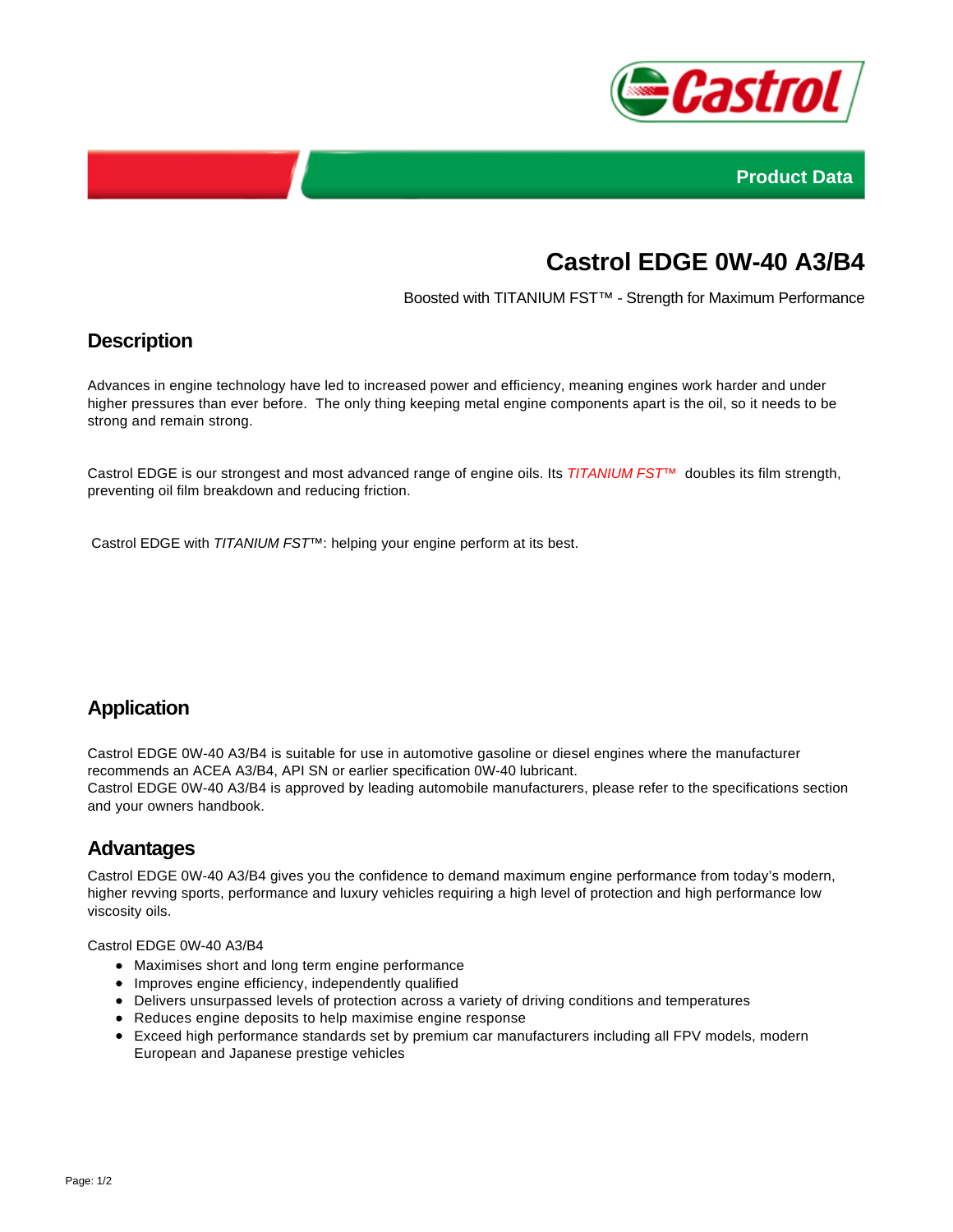Product Data

# Castrol EDGE 0W-40 A3/B4

Boosted with TITANIUM FST™ - Strength for Maximum Performance

## Description

Advances in engine technology have led to increased power and efficiency, meaning engines work harder and under higher pressures than ever before. The only thing keeping metal engine components apart is the oil, so it needs to be strong and remain strong.

Castrol EDGE is our strongest and most advanced range of engine oils. Its *TITANIUM FST™* doubles its film strength, preventing oil film breakdown and reducing friction.

Castrol EDGE with *TITANIUM FST™*: helping your engine perform at its best.

## Application

Castrol EDGE 0W-40 A3/B4 is suitable for use in automotive gasoline or diesel engines where the manufacturer recommends an ACEA A3/B4, API SN or earlier specification 0W-40 lubricant.
Castrol EDGE 0W-40 A3/B4 is approved by leading automobile manufacturers, please refer to the specifications section and your owners handbook.

## Advantages

Castrol EDGE 0W-40 A3/B4 gives you the confidence to demand maximum engine performance from today's modern, higher revving sports, performance and luxury vehicles requiring a high level of protection and high performance low viscosity oils.

Castrol EDGE 0W-40 A3/B4

- Maximises short and long term engine performance
- Improves engine efficiency, independently qualified
- Delivers unsurpassed levels of protection across a variety of driving conditions and temperatures
- Reduces engine deposits to help maximise engine response
- Exceed high performance standards set by premium car manufacturers including all FPV models, modern European and Japanese prestige vehicles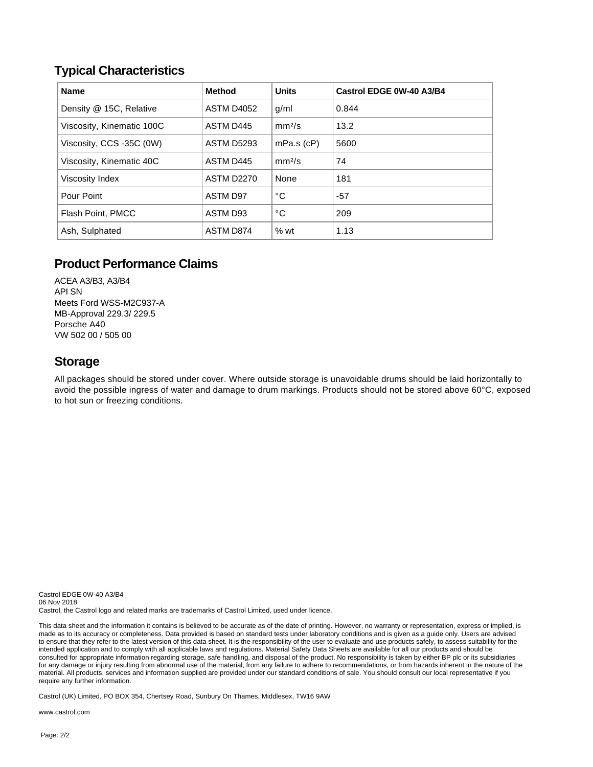## Typical Characteristics

| Name | Method | Units | Castrol EDGE 0W-40 A3/B4 |
|---|---|---|---|
| Density @ 15C, Relative | ASTM D4052 | g/ml | 0.844 |
| Viscosity, Kinematic 100C | ASTM D445 | $mm^2/s$ | 13.2 |
| Viscosity, CCS -35C (0W) | ASTM D5293 | mPa.s (cP) | 5600 |
| Viscosity, Kinematic 40C | ASTM D445 | $mm^2/s$ | 74 |
| Viscosity Index | ASTM D2270 | None | 181 |
| Pour Point | ASTM D97 | °C | -57 |
| Flash Point, PMCC | ASTM D93 | °C | 209 |
| Ash, Sulphated | ASTM D874 | % wt | 1.13 |

## Product Performance Claims

ACEA A3/B3, A3/B4
API SN
Meets Ford WSS-M2C937-A
MB-Approval 229.3/ 229.5
Porsche A40
VW 502 00 / 505 00

## Storage

All packages should be stored under cover. Where outside storage is unavoidable drums should be laid horizontally to avoid the possible ingress of water and damage to drum markings. Products should not be stored above 60°C, exposed to hot sun or freezing conditions.

Castrol EDGE 0W-40 A3/B4
06 Nov 2018
Castrol, the Castrol logo and related marks are trademarks of Castrol Limited, used under licence.

This data sheet and the information it contains is believed to be accurate as of the date of printing. However, no warranty or representation, express or implied, is made as to its accuracy or completeness. Data provided is based on standard tests under laboratory conditions and is given as a guide only. Users are advised to ensure that they refer to the latest version of this data sheet. It is the responsibility of the user to evaluate and use products safely, to assess suitability for the intended application and to comply with all applicable laws and regulations. Material Safety Data Sheets are available for all our products and should be consulted for appropriate information regarding storage, safe handling, and disposal of the product. No responsibility is taken by either BP plc or its subsidiaries for any damage or injury resulting from abnormal use of the material, from any failure to adhere to recommendations, or from hazards inherent in the nature of the material. All products, services and information supplied are provided under our standard conditions of sale. You should consult our local representative if you require any further information.

Castrol (UK) Limited, PO BOX 354, Chertsey Road, Sunbury On Thames, Middlesex, TW16 9AW

www.castrol.com